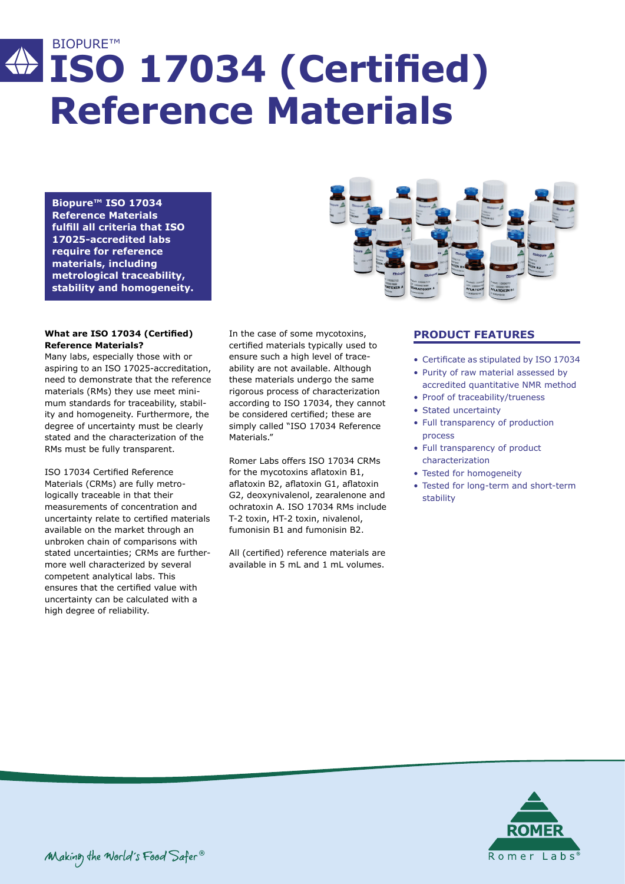BIOPURE™

# ISO 17034 (Certified) Reference Materials

**Biopure™ ISO 17034 Reference Materials fulfill all criteria that ISO 17025-accredited labs require for reference materials, including metrological traceability, stability and homogeneity.**

**What are ISO 17034 (Certified) Reference Materials?**

Many labs, especially those with or aspiring to an ISO 17025-accreditation, need to demonstrate that the reference materials (RMs) they use meet minimum standards for traceability, stability and homogeneity. Furthermore, the degree of uncertainty must be clearly stated and the characterization of the RMs must be fully transparent.

ISO 17034 Certified Reference Materials (CRMs) are fully metrologically traceable in that their measurements of concentration and uncertainty relate to certified materials available on the market through an unbroken chain of comparisons with stated uncertainties; CRMs are furthermore well characterized by several competent analytical labs. This ensures that the certified value with uncertainty can be calculated with a high degree of reliability.

In the case of some mycotoxins, certified materials typically used to ensure such a high level of traceability are not available. Although these materials undergo the same rigorous process of characterization according to ISO 17034, they cannot be considered certified; these are simply called "ISO 17034 Reference Materials."

Romer Labs offers ISO 17034 CRMs for the mycotoxins aflatoxin B1, aflatoxin B2, aflatoxin G1, aflatoxin G2, deoxynivalenol, zearalenone and ochratoxin A. ISO 17034 RMs include T-2 toxin, HT-2 toxin, nivalenol, fumonisin B1 and fumonisin B2.

All (certified) reference materials are available in 5 mL and 1 mL volumes.

## PRODUCT FEATURES

- Certificate as stipulated by ISO 17034
- Purity of raw material assessed by accredited quantitative NMR method
- Proof of traceability/trueness
- Stated uncertainty
- Full transparency of production process
- Full transparency of product characterization
- Tested for homogeneity
- Tested for long-term and short-term stability

Making the World's Food Safer®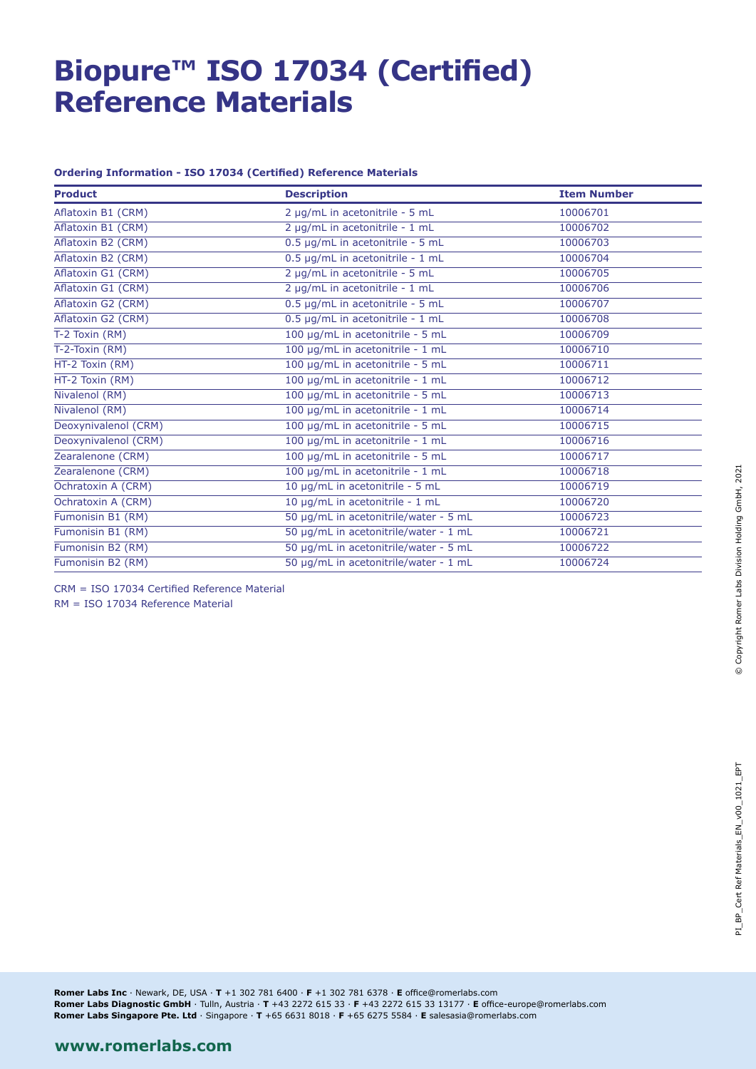# Biopure™ ISO 17034 (Certified) Reference Materials

**Ordering Information - ISO 17034 (Certified) Reference Materials**

| Product | Description | Item Number |
|---|---|---|
| Aflatoxin B1 (CRM) | 2 µg/mL in acetonitrile - 5 mL | 10006701 |
| Aflatoxin B1 (CRM) | 2 µg/mL in acetonitrile - 1 mL | 10006702 |
| Aflatoxin B2 (CRM) | 0.5 µg/mL in acetonitrile - 5 mL | 10006703 |
| Aflatoxin B2 (CRM) | 0.5 µg/mL in acetonitrile - 1 mL | 10006704 |
| Aflatoxin G1 (CRM) | 2 µg/mL in acetonitrile - 5 mL | 10006705 |
| Aflatoxin G1 (CRM) | 2 µg/mL in acetonitrile - 1 mL | 10006706 |
| Aflatoxin G2 (CRM) | 0.5 µg/mL in acetonitrile - 5 mL | 10006707 |
| Aflatoxin G2 (CRM) | 0.5 µg/mL in acetonitrile - 1 mL | 10006708 |
| T-2 Toxin (RM) | 100 µg/mL in acetonitrile - 5 mL | 10006709 |
| T-2-Toxin (RM) | 100 µg/mL in acetonitrile - 1 mL | 10006710 |
| HT-2 Toxin (RM) | 100 µg/mL in acetonitrile - 5 mL | 10006711 |
| HT-2 Toxin (RM) | 100 µg/mL in acetonitrile - 1 mL | 10006712 |
| Nivalenol (RM) | 100 µg/mL in acetonitrile - 5 mL | 10006713 |
| Nivalenol (RM) | 100 µg/mL in acetonitrile - 1 mL | 10006714 |
| Deoxynivalenol (CRM) | 100 µg/mL in acetonitrile - 5 mL | 10006715 |
| Deoxynivalenol (CRM) | 100 µg/mL in acetonitrile - 1 mL | 10006716 |
| Zearalenone (CRM) | 100 µg/mL in acetonitrile - 5 mL | 10006717 |
| Zearalenone (CRM) | 100 µg/mL in acetonitrile - 1 mL | 10006718 |
| Ochratoxin A (CRM) | 10 µg/mL in acetonitrile - 5 mL | 10006719 |
| Ochratoxin A (CRM) | 10 µg/mL in acetonitrile - 1 mL | 10006720 |
| Fumonisin B1 (RM) | 50 µg/mL in acetonitrile/water - 5 mL | 10006723 |
| Fumonisin B1 (RM) | 50 µg/mL in acetonitrile/water - 1 mL | 10006721 |
| Fumonisin B2 (RM) | 50 µg/mL in acetonitrile/water - 5 mL | 10006722 |
| Fumonisin B2 (RM) | 50 µg/mL in acetonitrile/water - 1 mL | 10006724 |

CRM = ISO 17034 Certified Reference Material

RM = ISO 17034 Reference Material

© Copyright Romer Labs Division Holding GmbH, 2021

PI_BP_Cert Ref Materials_EN_v00_1021_EPT

**Romer Labs Inc** · Newark, DE, USA · **T** +1 302 781 6400 · **F** +1 302 781 6378 · **E** office@romerlabs.com
**Romer Labs Diagnostic GmbH** · Tulln, Austria · **T** +43 2272 615 33 · **F** +43 2272 615 33 13177 · **E** office-europe@romerlabs.com
**Romer Labs Singapore Pte. Ltd** · Singapore · **T** +65 6631 8018 · **F** +65 6275 5584 · **E** salesasia@romerlabs.com

**www.romerlabs.com**